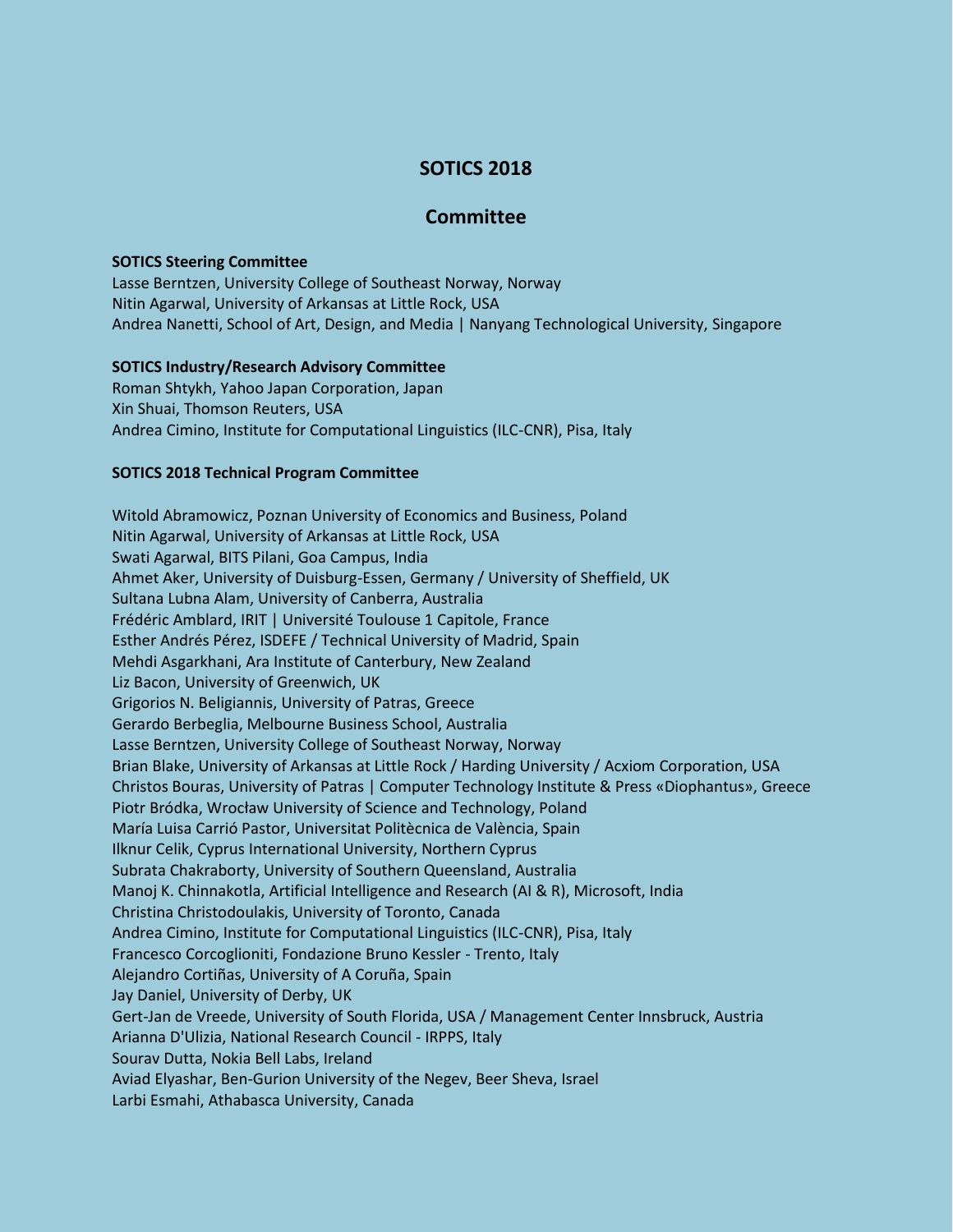# SOTICS 2018

## Committee

**SOTICS Steering Committee**

Lasse Berntzen, University College of Southeast Norway, Norway
Nitin Agarwal, University of Arkansas at Little Rock, USA
Andrea Nanetti, School of Art, Design, and Media | Nanyang Technological University, Singapore

**SOTICS Industry/Research Advisory Committee**

Roman Shtykh, Yahoo Japan Corporation, Japan
Xin Shuai, Thomson Reuters, USA
Andrea Cimino, Institute for Computational Linguistics (ILC-CNR), Pisa, Italy

**SOTICS 2018 Technical Program Committee**

Witold Abramowicz, Poznan University of Economics and Business, Poland
Nitin Agarwal, University of Arkansas at Little Rock, USA
Swati Agarwal, BITS Pilani, Goa Campus, India
Ahmet Aker, University of Duisburg-Essen, Germany / University of Sheffield, UK
Sultana Lubna Alam, University of Canberra, Australia
Frédéric Amblard, IRIT | Université Toulouse 1 Capitole, France
Esther Andrés Pérez, ISDEFE / Technical University of Madrid, Spain
Mehdi Asgarkhani, Ara Institute of Canterbury, New Zealand
Liz Bacon, University of Greenwich, UK
Grigorios N. Beligiannis, University of Patras, Greece
Gerardo Berbeglia, Melbourne Business School, Australia
Lasse Berntzen, University College of Southeast Norway, Norway
Brian Blake, University of Arkansas at Little Rock / Harding University / Acxiom Corporation, USA
Christos Bouras, University of Patras | Computer Technology Institute & Press «Diophantus», Greece
Piotr Bródka, Wrocław University of Science and Technology, Poland
María Luisa Carrió Pastor, Universitat Politècnica de València, Spain
Ilknur Celik, Cyprus International University, Northern Cyprus
Subrata Chakraborty, University of Southern Queensland, Australia
Manoj K. Chinnakotla, Artificial Intelligence and Research (AI & R), Microsoft, India
Christina Christodoulakis, University of Toronto, Canada
Andrea Cimino, Institute for Computational Linguistics (ILC-CNR), Pisa, Italy
Francesco Corcoglioniti, Fondazione Bruno Kessler - Trento, Italy
Alejandro Cortiñas, University of A Coruña, Spain
Jay Daniel, University of Derby, UK
Gert-Jan de Vreede, University of South Florida, USA / Management Center Innsbruck, Austria
Arianna D'Ulizia, National Research Council - IRPPS, Italy
Sourav Dutta, Nokia Bell Labs, Ireland
Aviad Elyashar, Ben-Gurion University of the Negev, Beer Sheva, Israel
Larbi Esmahi, Athabasca University, Canada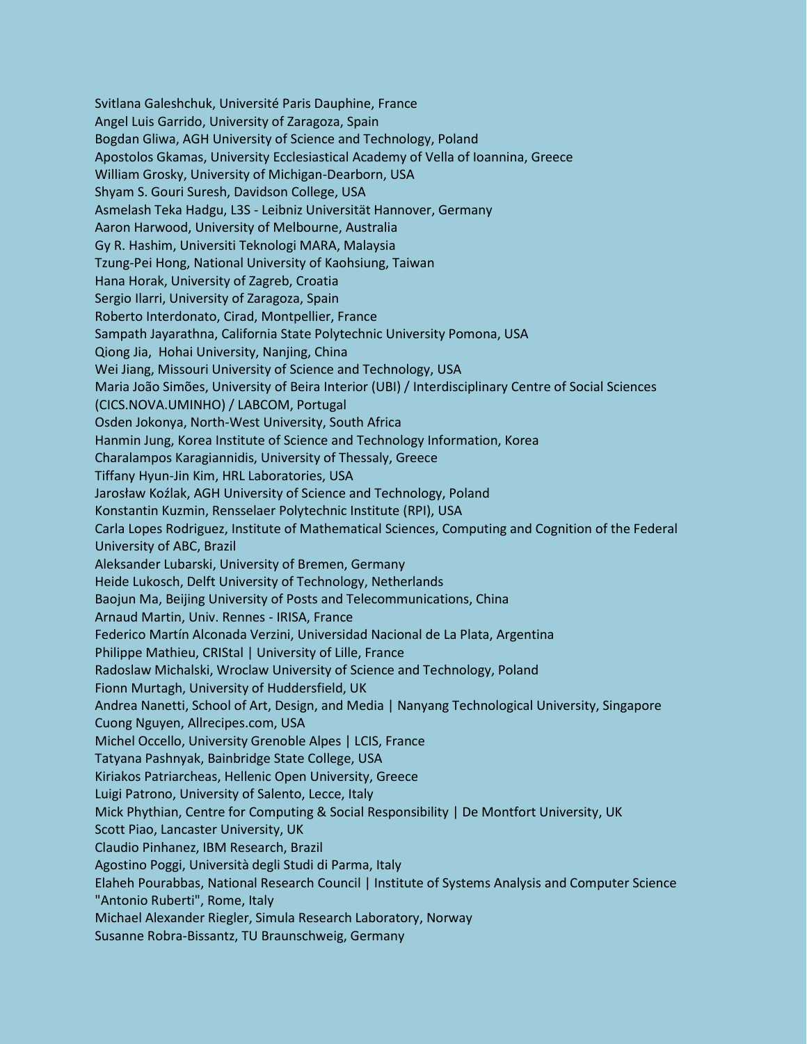Svitlana Galeshchuk, Université Paris Dauphine, France
Angel Luis Garrido, University of Zaragoza, Spain
Bogdan Gliwa, AGH University of Science and Technology, Poland
Apostolos Gkamas, University Ecclesiastical Academy of Vella of Ioannina, Greece
William Grosky, University of Michigan-Dearborn, USA
Shyam S. Gouri Suresh, Davidson College, USA
Asmelash Teka Hadgu, L3S - Leibniz Universität Hannover, Germany
Aaron Harwood, University of Melbourne, Australia
Gy R. Hashim, Universiti Teknologi MARA, Malaysia
Tzung-Pei Hong, National University of Kaohsiung, Taiwan
Hana Horak, University of Zagreb, Croatia
Sergio Ilarri, University of Zaragoza, Spain
Roberto Interdonato, Cirad, Montpellier, France
Sampath Jayarathna, California State Polytechnic University Pomona, USA
Qiong Jia, Hohai University, Nanjing, China
Wei Jiang, Missouri University of Science and Technology, USA
Maria João Simões, University of Beira Interior (UBI) / Interdisciplinary Centre of Social Sciences (CICS.NOVA.UMINHO) / LABCOM, Portugal
Osden Jokonya, North-West University, South Africa
Hanmin Jung, Korea Institute of Science and Technology Information, Korea
Charalampos Karagiannidis, University of Thessaly, Greece
Tiffany Hyun-Jin Kim, HRL Laboratories, USA
Jarosław Koźlak, AGH University of Science and Technology, Poland
Konstantin Kuzmin, Rensselaer Polytechnic Institute (RPI), USA
Carla Lopes Rodriguez, Institute of Mathematical Sciences, Computing and Cognition of the Federal University of ABC, Brazil
Aleksander Lubarski, University of Bremen, Germany
Heide Lukosch, Delft University of Technology, Netherlands
Baojun Ma, Beijing University of Posts and Telecommunications, China
Arnaud Martin, Univ. Rennes - IRISA, France
Federico Martín Alconada Verzini, Universidad Nacional de La Plata, Argentina
Philippe Mathieu, CRIStal | University of Lille, France
Radoslaw Michalski, Wroclaw University of Science and Technology, Poland
Fionn Murtagh, University of Huddersfield, UK
Andrea Nanetti, School of Art, Design, and Media | Nanyang Technological University, Singapore
Cuong Nguyen, Allrecipes.com, USA
Michel Occello, University Grenoble Alpes | LCIS, France
Tatyana Pashnyak, Bainbridge State College, USA
Kiriakos Patriarcheas, Hellenic Open University, Greece
Luigi Patrono, University of Salento, Lecce, Italy
Mick Phythian, Centre for Computing & Social Responsibility | De Montfort University, UK
Scott Piao, Lancaster University, UK
Claudio Pinhanez, IBM Research, Brazil
Agostino Poggi, Università degli Studi di Parma, Italy
Elaheh Pourabbas, National Research Council | Institute of Systems Analysis and Computer Science "Antonio Ruberti", Rome, Italy
Michael Alexander Riegler, Simula Research Laboratory, Norway
Susanne Robra-Bissantz, TU Braunschweig, Germany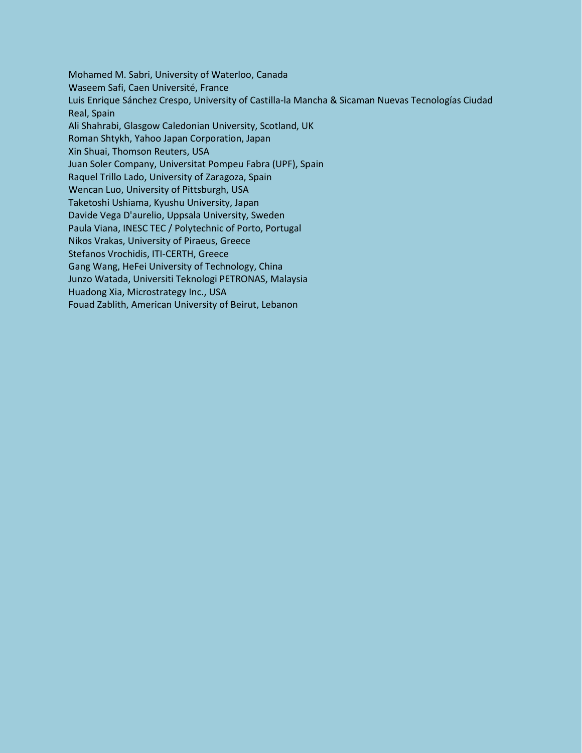Mohamed M. Sabri, University of Waterloo, Canada
Waseem Safi, Caen Université, France
Luis Enrique Sánchez Crespo, University of Castilla-la Mancha & Sicaman Nuevas Tecnologías Ciudad Real, Spain
Ali Shahrabi, Glasgow Caledonian University, Scotland, UK
Roman Shtykh, Yahoo Japan Corporation, Japan
Xin Shuai, Thomson Reuters, USA
Juan Soler Company, Universitat Pompeu Fabra (UPF), Spain
Raquel Trillo Lado, University of Zaragoza, Spain
Wencan Luo, University of Pittsburgh, USA
Taketoshi Ushiama, Kyushu University, Japan
Davide Vega D'aurelio, Uppsala University, Sweden
Paula Viana, INESC TEC / Polytechnic of Porto, Portugal
Nikos Vrakas, University of Piraeus, Greece
Stefanos Vrochidis, ITI-CERTH, Greece
Gang Wang, HeFei University of Technology, China
Junzo Watada, Universiti Teknologi PETRONAS, Malaysia
Huadong Xia, Microstrategy Inc., USA
Fouad Zablith, American University of Beirut, Lebanon